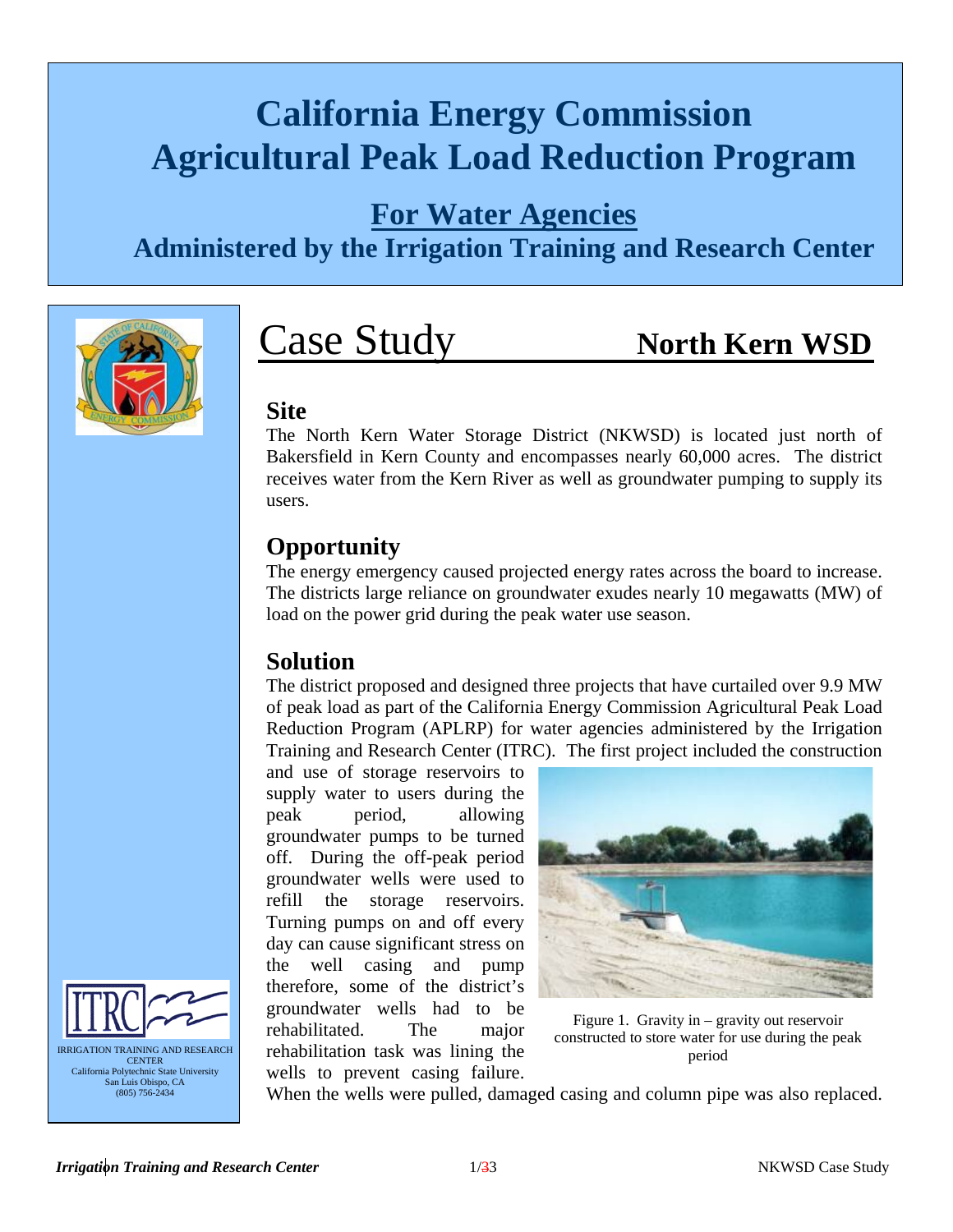# California Energy Commission Agricultural Peak Load Reduction Program

## For Water Agencies

## Administered by the Irrigation Training and Research Center

IRRIGATION TRAINING AND RESEARCH CENTER
California Polytechnic State University
San Luis Obispo, CA
(805) 756-2434

# Case Study — North Kern WSD

## Site

The North Kern Water Storage District (NKWSD) is located just north of Bakersfield in Kern County and encompasses nearly 60,000 acres. The district receives water from the Kern River as well as groundwater pumping to supply its users.

## Opportunity

The energy emergency caused projected energy rates across the board to increase. The districts large reliance on groundwater exudes nearly 10 megawatts (MW) of load on the power grid during the peak water use season.

## Solution

The district proposed and designed three projects that have curtailed over 9.9 MW of peak load as part of the California Energy Commission Agricultural Peak Load Reduction Program (APLRP) for water agencies administered by the Irrigation Training and Research Center (ITRC). The first project included the construction and use of storage reservoirs to supply water to users during the peak period, allowing groundwater pumps to be turned off. During the off-peak period groundwater wells were used to refill the storage reservoirs. Turning pumps on and off every day can cause significant stress on the well casing and pump therefore, some of the district's groundwater wells had to be rehabilitated. The major rehabilitation task was lining the wells to prevent casing failure. When the wells were pulled, damaged casing and column pipe was also replaced.

Figure 1. Gravity in – gravity out reservoir constructed to store water for use during the peak period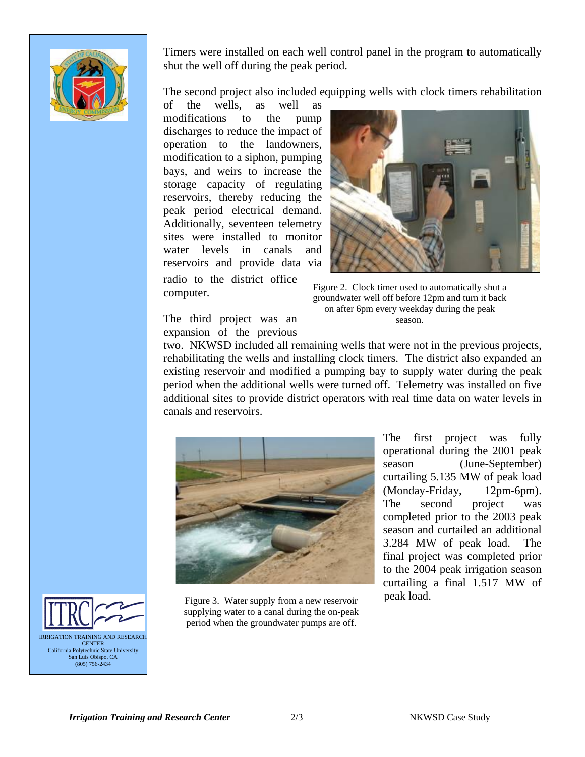Timers were installed on each well control panel in the program to automatically shut the well off during the peak period.

The second project also included equipping wells with clock timers rehabilitation of the wells, as well as modifications to the pump discharges to reduce the impact of operation to the landowners, modification to a siphon, pumping bays, and weirs to increase the storage capacity of regulating reservoirs, thereby reducing the peak period electrical demand. Additionally, seventeen telemetry sites were installed to monitor water levels in canals and reservoirs and provide data via radio to the district office computer.

Figure 2. Clock timer used to automatically shut a groundwater well off before 12pm and turn it back on after 6pm every weekday during the peak season.

The third project was an expansion of the previous two. NKWSD included all remaining wells that were not in the previous projects, rehabilitating the wells and installing clock timers. The district also expanded an existing reservoir and modified a pumping bay to supply water during the peak period when the additional wells were turned off. Telemetry was installed on five additional sites to provide district operators with real time data on water levels in canals and reservoirs.

Figure 3. Water supply from a new reservoir supplying water to a canal during the on-peak period when the groundwater pumps are off.

The first project was fully operational during the 2001 peak season (June-September) curtailing 5.135 MW of peak load (Monday-Friday, 12pm-6pm). The second project was completed prior to the 2003 peak season and curtailed an additional 3.284 MW of peak load. The final project was completed prior to the 2004 peak irrigation season curtailing a final 1.517 MW of peak load.

IRRIGATION TRAINING AND RESEARCH CENTER
California Polytechnic State University
San Luis Obispo, CA
(805) 756-2434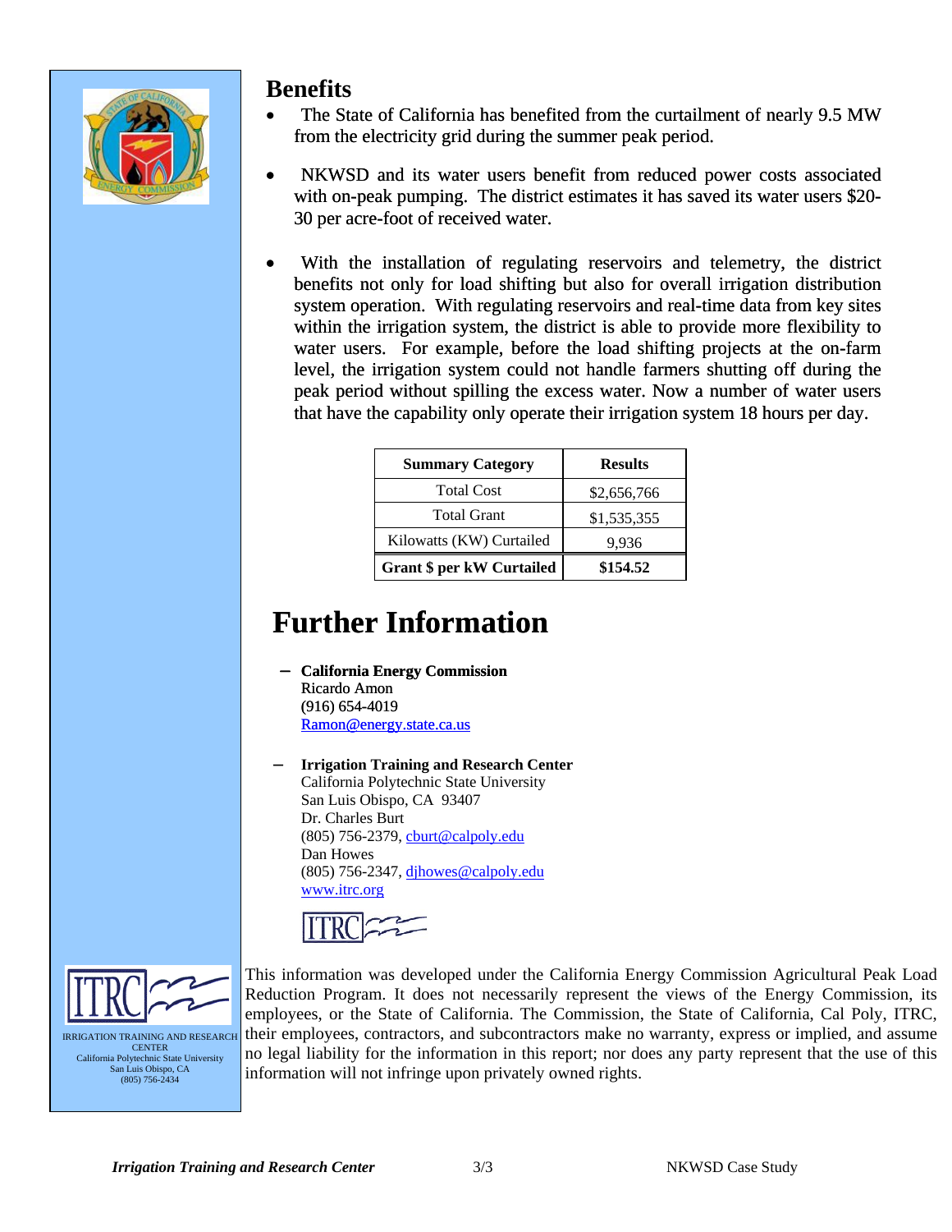## Benefits

- The State of California has benefited from the curtailment of nearly 9.5 MW from the electricity grid during the summer peak period.
- NKWSD and its water users benefit from reduced power costs associated with on-peak pumping. The district estimates it has saved its water users $20-30 per acre-foot of received water.
- With the installation of regulating reservoirs and telemetry, the district benefits not only for load shifting but also for overall irrigation distribution system operation. With regulating reservoirs and real-time data from key sites within the irrigation system, the district is able to provide more flexibility to water users. For example, before the load shifting projects at the on-farm level, the irrigation system could not handle farmers shutting off during the peak period without spilling the excess water. Now a number of water users that have the capability only operate their irrigation system 18 hours per day.

| Summary Category | Results |
|---|---|
| Total Cost | $2,656,766 |
| Total Grant | $1,535,355 |
| Kilowatts (KW) Curtailed | 9,936 |
| **Grant $ per kW Curtailed** | **$154.52** |

# Further Information

- **California Energy Commission**
  Ricardo Amon
  (916) 654-4019
  Ramon@energy.state.ca.us

- **Irrigation Training and Research Center**
  California Polytechnic State University
  San Luis Obispo, CA 93407
  Dr. Charles Burt
  (805) 756-2379, cburt@calpoly.edu
  Dan Howes
  (805) 756-2347, djhowes@calpoly.edu
  www.itrc.org

IRRIGATION TRAINING AND RESEARCH CENTER
California Polytechnic State University
San Luis Obispo, CA
(805) 756-2434

This information was developed under the California Energy Commission Agricultural Peak Load Reduction Program. It does not necessarily represent the views of the Energy Commission, its employees, or the State of California. The Commission, the State of California, Cal Poly, ITRC, their employees, contractors, and subcontractors make no warranty, express or implied, and assume no legal liability for the information in this report; nor does any party represent that the use of this information will not infringe upon privately owned rights.